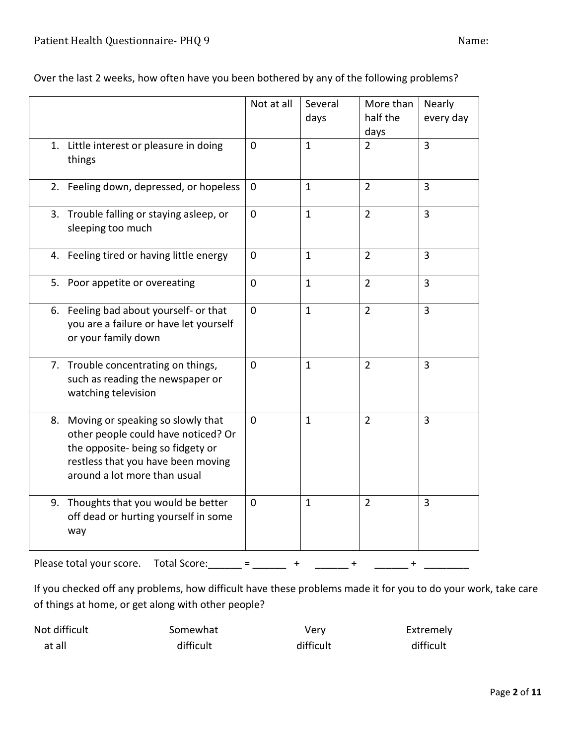Patient Health Questionnaire- PHQ 9 Name:

Over the last 2 weeks, how often have you been bothered by any of the following problems?

| | Not at all | Several days | More than half the days | Nearly every day |
|---|---|---|---|---|
| 1. Little interest or pleasure in doing things | 0 | 1 | 2 | 3 |
| 2. Feeling down, depressed, or hopeless | 0 | 1 | 2 | 3 |
| 3. Trouble falling or staying asleep, or sleeping too much | 0 | 1 | 2 | 3 |
| 4. Feeling tired or having little energy | 0 | 1 | 2 | 3 |
| 5. Poor appetite or overeating | 0 | 1 | 2 | 3 |
| 6. Feeling bad about yourself- or that you are a failure or have let yourself or your family down | 0 | 1 | 2 | 3 |
| 7. Trouble concentrating on things, such as reading the newspaper or watching television | 0 | 1 | 2 | 3 |
| 8. Moving or speaking so slowly that other people could have noticed? Or the opposite- being so fidgety or restless that you have been moving around a lot more than usual | 0 | 1 | 2 | 3 |
| 9. Thoughts that you would be better off dead or hurting yourself in some way | 0 | 1 | 2 | 3 |

Please total your score. Total Score:______ = ______ + ______ + ______ + ________

If you checked off any problems, how difficult have these problems made it for you to do your work, take care of things at home, or get along with other people?

Not difficult at all     Somewhat difficult     Very difficult     Extremely difficult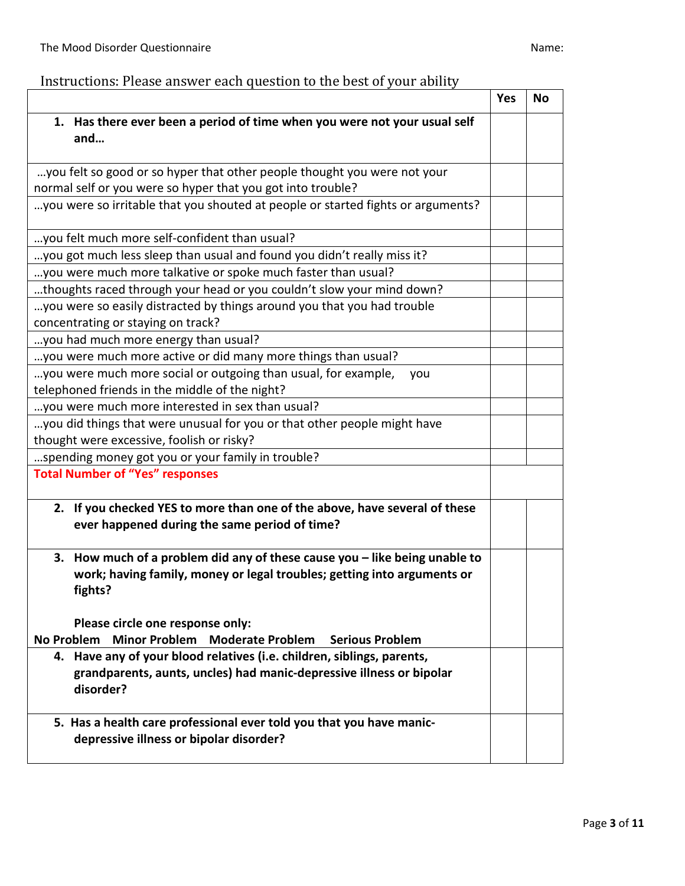The Mood Disorder Questionnaire

Name:

Instructions: Please answer each question to the best of your ability

| | Yes | No |
|---|---|---|
| **1. Has there ever been a period of time when you were not your usual self and…** | | |
| …you felt so good or so hyper that other people thought you were not your normal self or you were so hyper that you got into trouble? | | |
| …you were so irritable that you shouted at people or started fights or arguments? | | |
| …you felt much more self-confident than usual? | | |
| …you got much less sleep than usual and found you didn't really miss it? | | |
| …you were much more talkative or spoke much faster than usual? | | |
| …thoughts raced through your head or you couldn't slow your mind down? | | |
| …you were so easily distracted by things around you that you had trouble concentrating or staying on track? | | |
| …you had much more energy than usual? | | |
| …you were much more active or did many more things than usual? | | |
| …you were much more social or outgoing than usual, for example, you telephoned friends in the middle of the night? | | |
| …you were much more interested in sex than usual? | | |
| …you did things that were unusual for you or that other people might have thought were excessive, foolish or risky? | | |
| …spending money got you or your family in trouble? | | |
| **Total Number of "Yes" responses** | | |
| **2. If you checked YES to more than one of the above, have several of these ever happened during the same period of time?** | | |
| **3. How much of a problem did any of these cause you – like being unable to work; having family, money or legal troubles; getting into arguments or fights?**<br><br>**Please circle one response only:**<br>**No Problem Minor Problem Moderate Problem Serious Problem** | | |
| **4. Have any of your blood relatives (i.e. children, siblings, parents, grandparents, aunts, uncles) had manic-depressive illness or bipolar disorder?** | | |
| **5. Has a health care professional ever told you that you have manic-depressive illness or bipolar disorder?** | | |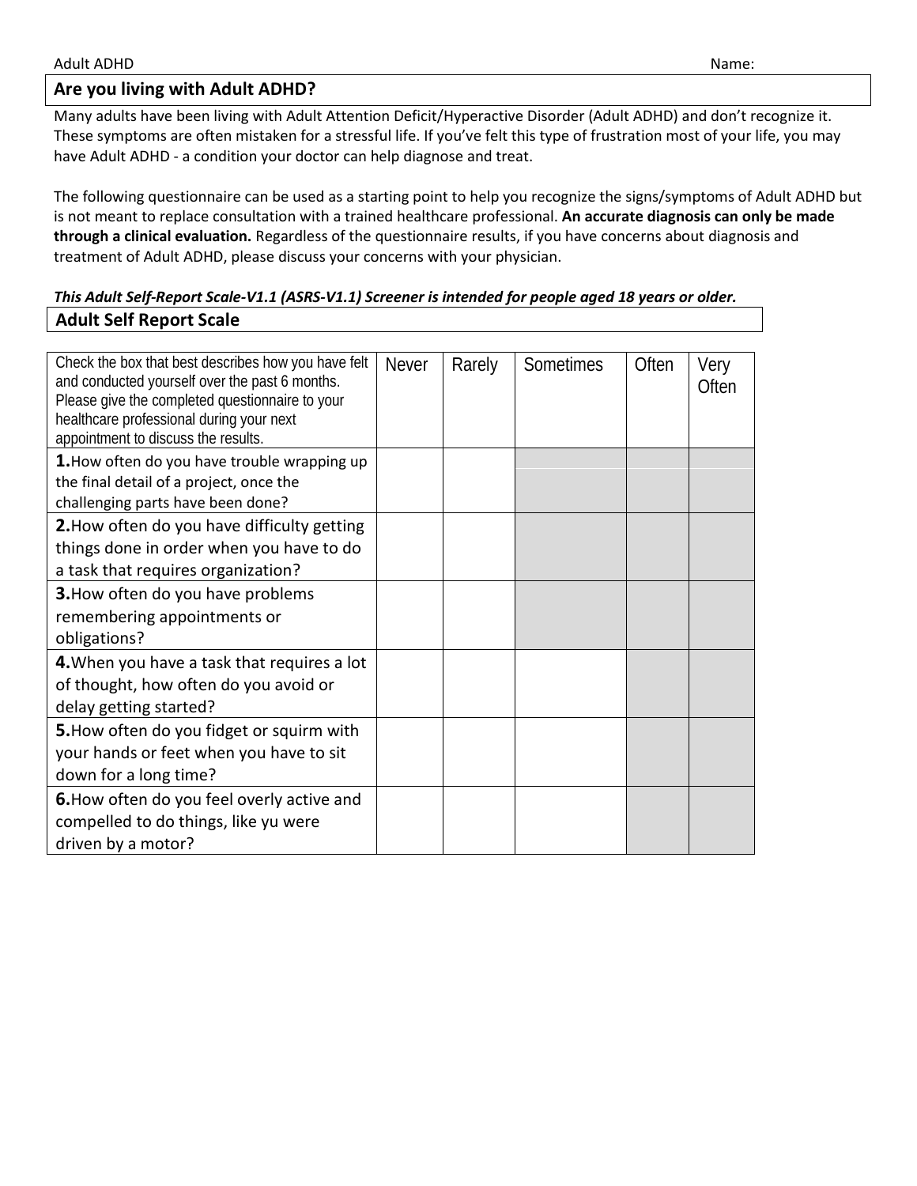Adult ADHD Name:

## Are you living with Adult ADHD?

Many adults have been living with Adult Attention Deficit/Hyperactive Disorder (Adult ADHD) and don't recognize it. These symptoms are often mistaken for a stressful life. If you've felt this type of frustration most of your life, you may have Adult ADHD - a condition your doctor can help diagnose and treat.

The following questionnaire can be used as a starting point to help you recognize the signs/symptoms of Adult ADHD but is not meant to replace consultation with a trained healthcare professional. **An accurate diagnosis can only be made through a clinical evaluation.** Regardless of the questionnaire results, if you have concerns about diagnosis and treatment of Adult ADHD, please discuss your concerns with your physician.

***This Adult Self-Report Scale-V1.1 (ASRS-V1.1) Screener is intended for people aged 18 years or older.***

## Adult Self Report Scale

| Check the box that best describes how you have felt and conducted yourself over the past 6 months. Please give the completed questionnaire to your healthcare professional during your next appointment to discuss the results. | Never | Rarely | Sometimes | Often | Very Often |
|---|---|---|---|---|---|
| **1.** How often do you have trouble wrapping up the final detail of a project, once the challenging parts have been done? | | | | | |
| **2.** How often do you have difficulty getting things done in order when you have to do a task that requires organization? | | | | | |
| **3.** How often do you have problems remembering appointments or obligations? | | | | | |
| **4.** When you have a task that requires a lot of thought, how often do you avoid or delay getting started? | | | | | |
| **5.** How often do you fidget or squirm with your hands or feet when you have to sit down for a long time? | | | | | |
| **6.** How often do you feel overly active and compelled to do things, like yu were driven by a motor? | | | | | |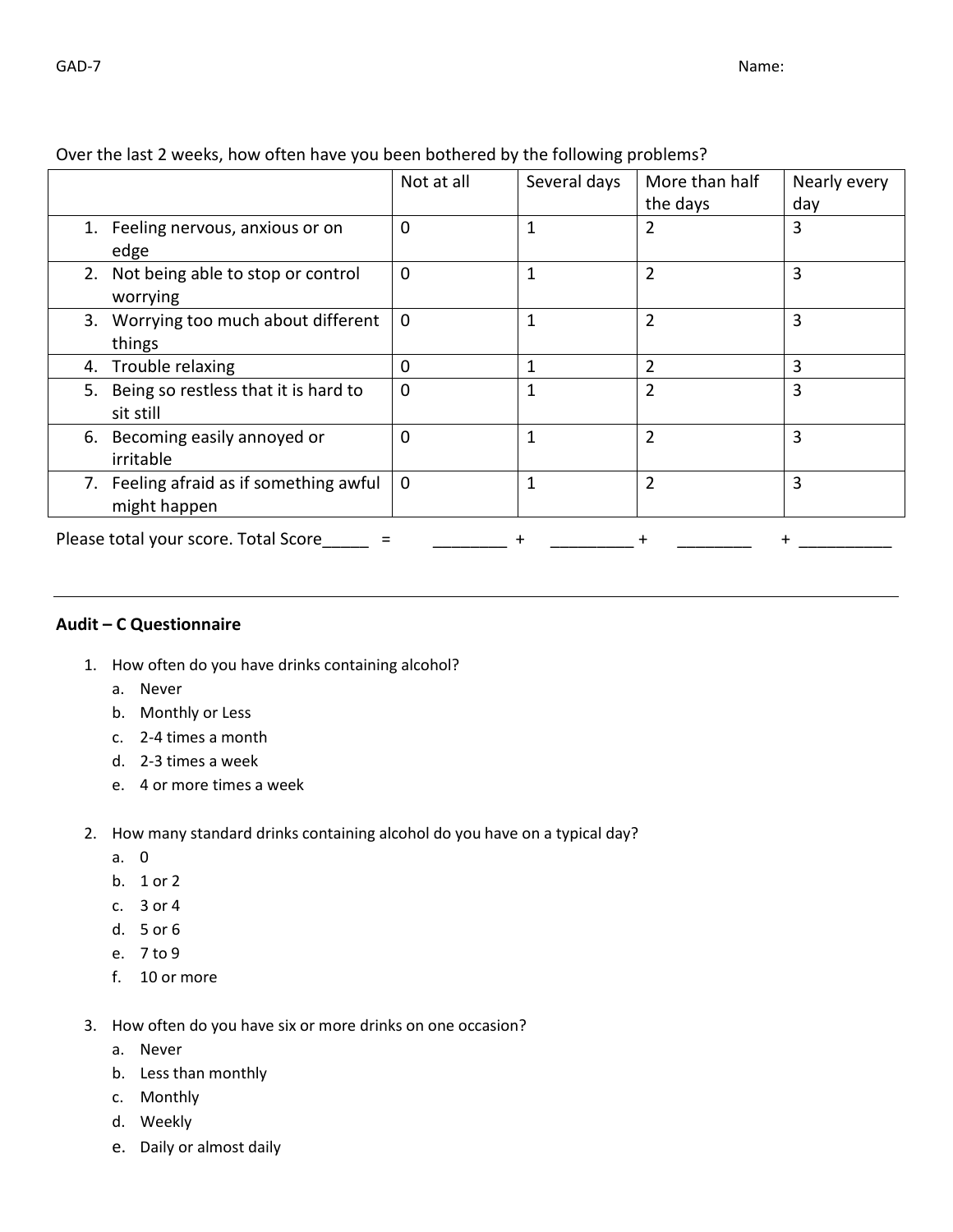GAD-7 Name:

Over the last 2 weeks, how often have you been bothered by the following problems?

| | Not at all | Several days | More than half the days | Nearly every day |
|---|---|---|---|---|
| 1. Feeling nervous, anxious or on edge | 0 | 1 | 2 | 3 |
| 2. Not being able to stop or control worrying | 0 | 1 | 2 | 3 |
| 3. Worrying too much about different things | 0 | 1 | 2 | 3 |
| 4. Trouble relaxing | 0 | 1 | 2 | 3 |
| 5. Being so restless that it is hard to sit still | 0 | 1 | 2 | 3 |
| 6. Becoming easily annoyed or irritable | 0 | 1 | 2 | 3 |
| 7. Feeling afraid as if something awful might happen | 0 | 1 | 2 | 3 |

Please total your score. Total Score_____ = ________ + _________ + ________ + __________

---

**Audit – C Questionnaire**

1. How often do you have drinks containing alcohol?
   a. Never
   b. Monthly or Less
   c. 2-4 times a month
   d. 2-3 times a week
   e. 4 or more times a week

2. How many standard drinks containing alcohol do you have on a typical day?
   a. 0
   b. 1 or 2
   c. 3 or 4
   d. 5 or 6
   e. 7 to 9
   f. 10 or more

3. How often do you have six or more drinks on one occasion?
   a. Never
   b. Less than monthly
   c. Monthly
   d. Weekly
   e. Daily or almost daily